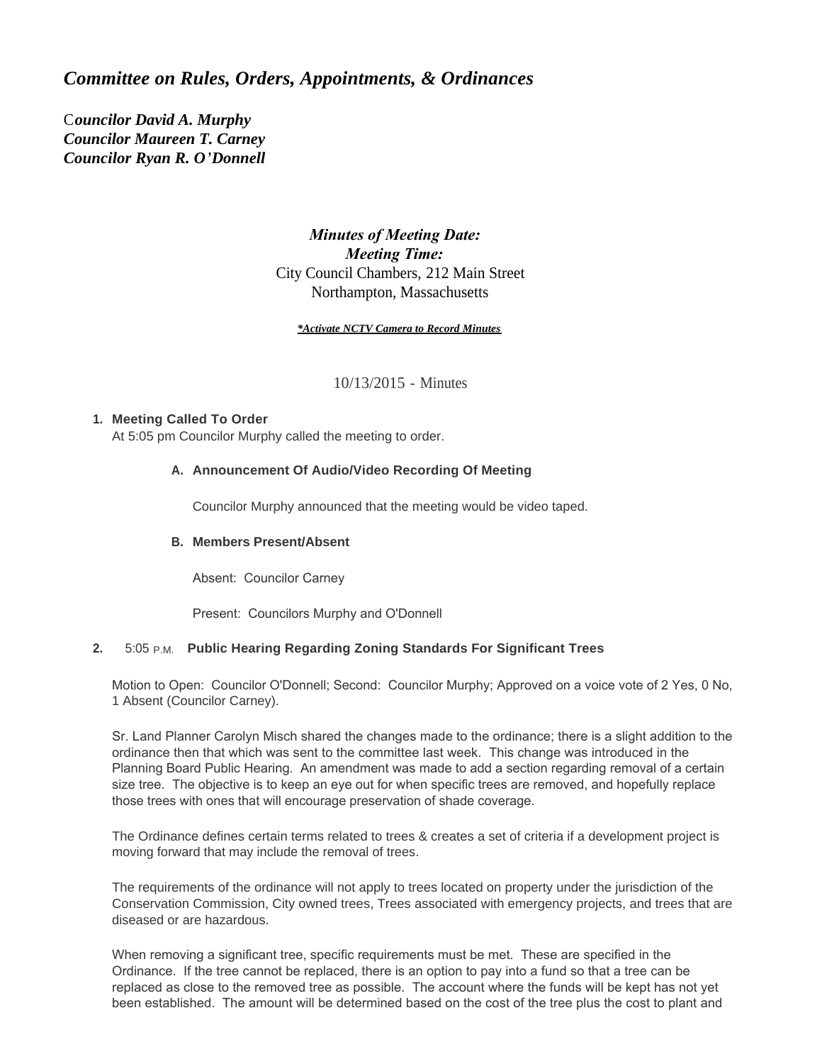# *Committee on Rules, Orders, Appointments, & Ordinances*

***Councilor David A. Murphy***
***Councilor Maureen T. Carney***
***Councilor Ryan R. O'Donnell***

***Minutes of Meeting Date:***
***Meeting Time:***
City Council Chambers, 212 Main Street
Northampton, Massachusetts

***\*Activate NCTV Camera to Record Minutes***

10/13/2015 - Minutes

1. **Meeting Called To Order**
   At 5:05 pm Councilor Murphy called the meeting to order.

   A. **Announcement Of Audio/Video Recording Of Meeting**

      Councilor Murphy announced that the meeting would be video taped.

   B. **Members Present/Absent**

      Absent: Councilor Carney

      Present: Councilors Murphy and O'Donnell

2. 5:05 P.M. **Public Hearing Regarding Zoning Standards For Significant Trees**

   Motion to Open: Councilor O'Donnell; Second: Councilor Murphy; Approved on a voice vote of 2 Yes, 0 No, 1 Absent (Councilor Carney).

   Sr. Land Planner Carolyn Misch shared the changes made to the ordinance; there is a slight addition to the ordinance then that which was sent to the committee last week. This change was introduced in the Planning Board Public Hearing. An amendment was made to add a section regarding removal of a certain size tree. The objective is to keep an eye out for when specific trees are removed, and hopefully replace those trees with ones that will encourage preservation of shade coverage.

   The Ordinance defines certain terms related to trees & creates a set of criteria if a development project is moving forward that may include the removal of trees.

   The requirements of the ordinance will not apply to trees located on property under the jurisdiction of the Conservation Commission, City owned trees, Trees associated with emergency projects, and trees that are diseased or are hazardous.

   When removing a significant tree, specific requirements must be met. These are specified in the Ordinance. If the tree cannot be replaced, there is an option to pay into a fund so that a tree can be replaced as close to the removed tree as possible. The account where the funds will be kept has not yet been established. The amount will be determined based on the cost of the tree plus the cost to plant and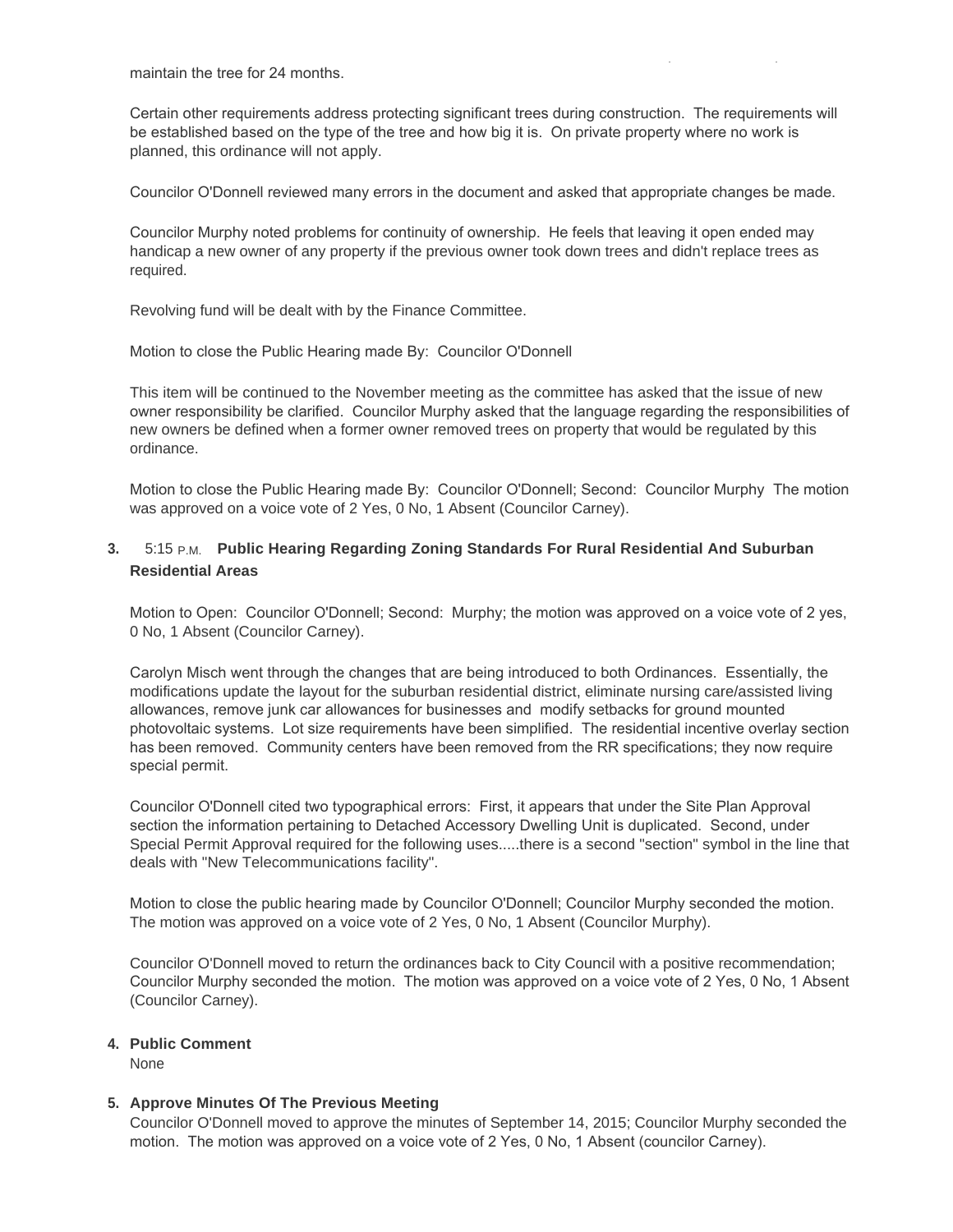maintain the tree for 24 months.

Certain other requirements address protecting significant trees during construction. The requirements will be established based on the type of the tree and how big it is. On private property where no work is planned, this ordinance will not apply.

Councilor O'Donnell reviewed many errors in the document and asked that appropriate changes be made.

Councilor Murphy noted problems for continuity of ownership. He feels that leaving it open ended may handicap a new owner of any property if the previous owner took down trees and didn't replace trees as required.

Revolving fund will be dealt with by the Finance Committee.

Motion to close the Public Hearing made By: Councilor O'Donnell

This item will be continued to the November meeting as the committee has asked that the issue of new owner responsibility be clarified. Councilor Murphy asked that the language regarding the responsibilities of new owners be defined when a former owner removed trees on property that would be regulated by this ordinance.

Motion to close the Public Hearing made By: Councilor O'Donnell; Second: Councilor Murphy The motion was approved on a voice vote of 2 Yes, 0 No, 1 Absent (Councilor Carney).

**3.** 5:15 P.M. **Public Hearing Regarding Zoning Standards For Rural Residential And Suburban Residential Areas**

Motion to Open: Councilor O'Donnell; Second: Murphy; the motion was approved on a voice vote of 2 yes, 0 No, 1 Absent (Councilor Carney).

Carolyn Misch went through the changes that are being introduced to both Ordinances. Essentially, the modifications update the layout for the suburban residential district, eliminate nursing care/assisted living allowances, remove junk car allowances for businesses and modify setbacks for ground mounted photovoltaic systems. Lot size requirements have been simplified. The residential incentive overlay section has been removed. Community centers have been removed from the RR specifications; they now require special permit.

Councilor O'Donnell cited two typographical errors: First, it appears that under the Site Plan Approval section the information pertaining to Detached Accessory Dwelling Unit is duplicated. Second, under Special Permit Approval required for the following uses.....there is a second "section" symbol in the line that deals with "New Telecommunications facility".

Motion to close the public hearing made by Councilor O'Donnell; Councilor Murphy seconded the motion. The motion was approved on a voice vote of 2 Yes, 0 No, 1 Absent (Councilor Murphy).

Councilor O'Donnell moved to return the ordinances back to City Council with a positive recommendation; Councilor Murphy seconded the motion. The motion was approved on a voice vote of 2 Yes, 0 No, 1 Absent (Councilor Carney).

**4. Public Comment**

None

**5. Approve Minutes Of The Previous Meeting**

Councilor O'Donnell moved to approve the minutes of September 14, 2015; Councilor Murphy seconded the motion. The motion was approved on a voice vote of 2 Yes, 0 No, 1 Absent (councilor Carney).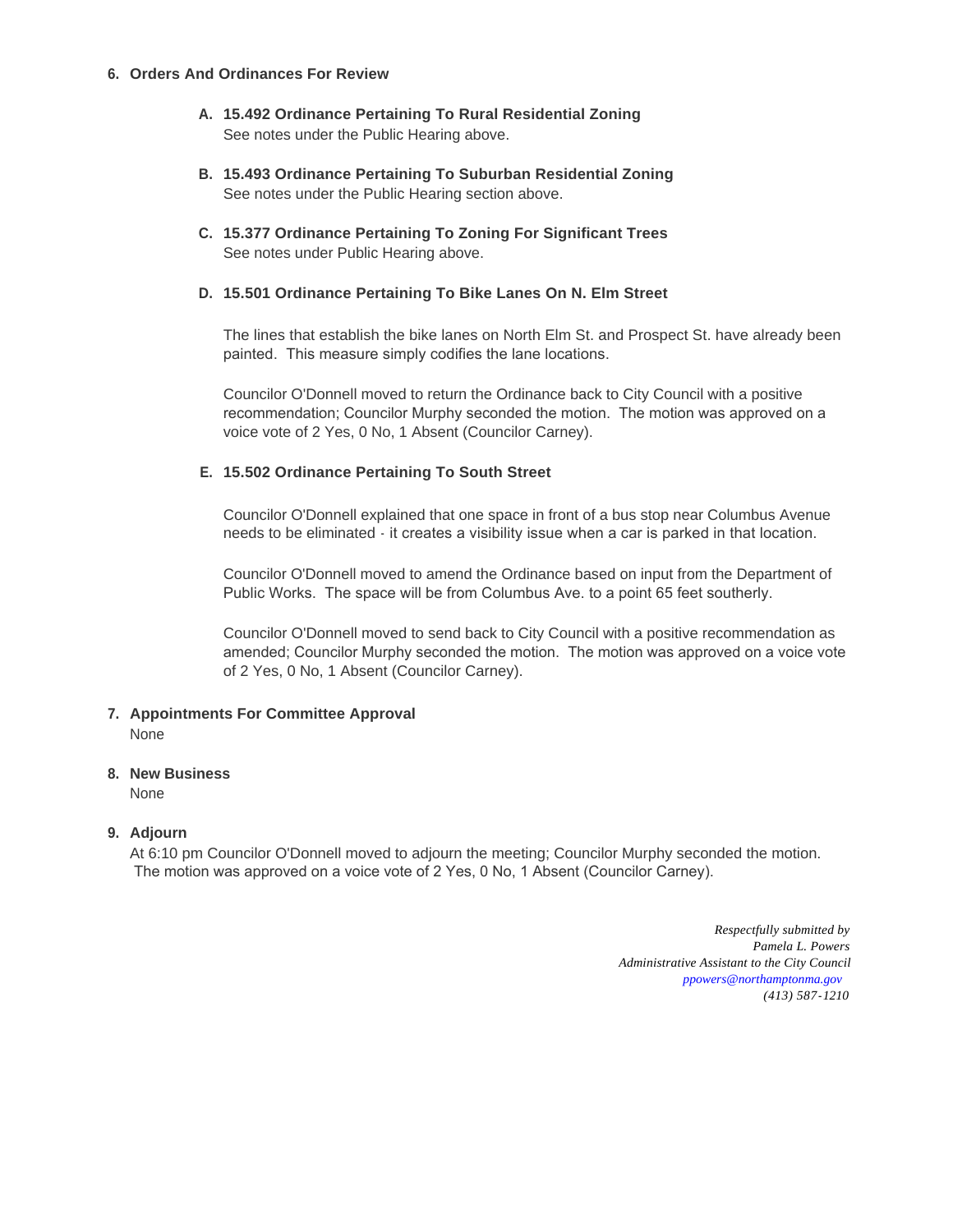## 6. Orders And Ordinances For Review

### A. 15.492 Ordinance Pertaining To Rural Residential Zoning

See notes under the Public Hearing above.

### B. 15.493 Ordinance Pertaining To Suburban Residential Zoning

See notes under the Public Hearing section above.

### C. 15.377 Ordinance Pertaining To Zoning For Significant Trees

See notes under Public Hearing above.

### D. 15.501 Ordinance Pertaining To Bike Lanes On N. Elm Street

The lines that establish the bike lanes on North Elm St. and Prospect St. have already been painted. This measure simply codifies the lane locations.

Councilor O'Donnell moved to return the Ordinance back to City Council with a positive recommendation; Councilor Murphy seconded the motion. The motion was approved on a voice vote of 2 Yes, 0 No, 1 Absent (Councilor Carney).

### E. 15.502 Ordinance Pertaining To South Street

Councilor O'Donnell explained that one space in front of a bus stop near Columbus Avenue needs to be eliminated - it creates a visibility issue when a car is parked in that location.

Councilor O'Donnell moved to amend the Ordinance based on input from the Department of Public Works. The space will be from Columbus Ave. to a point 65 feet southerly.

Councilor O'Donnell moved to send back to City Council with a positive recommendation as amended; Councilor Murphy seconded the motion. The motion was approved on a voice vote of 2 Yes, 0 No, 1 Absent (Councilor Carney).

## 7. Appointments For Committee Approval

None

## 8. New Business

None

## 9. Adjourn

At 6:10 pm Councilor O'Donnell moved to adjourn the meeting; Councilor Murphy seconded the motion. The motion was approved on a voice vote of 2 Yes, 0 No, 1 Absent (Councilor Carney).

*Respectfully submitted by*
*Pamela L. Powers*
*Administrative Assistant to the City Council*
*ppowers@northamptonma.gov*
*(413) 587-1210*